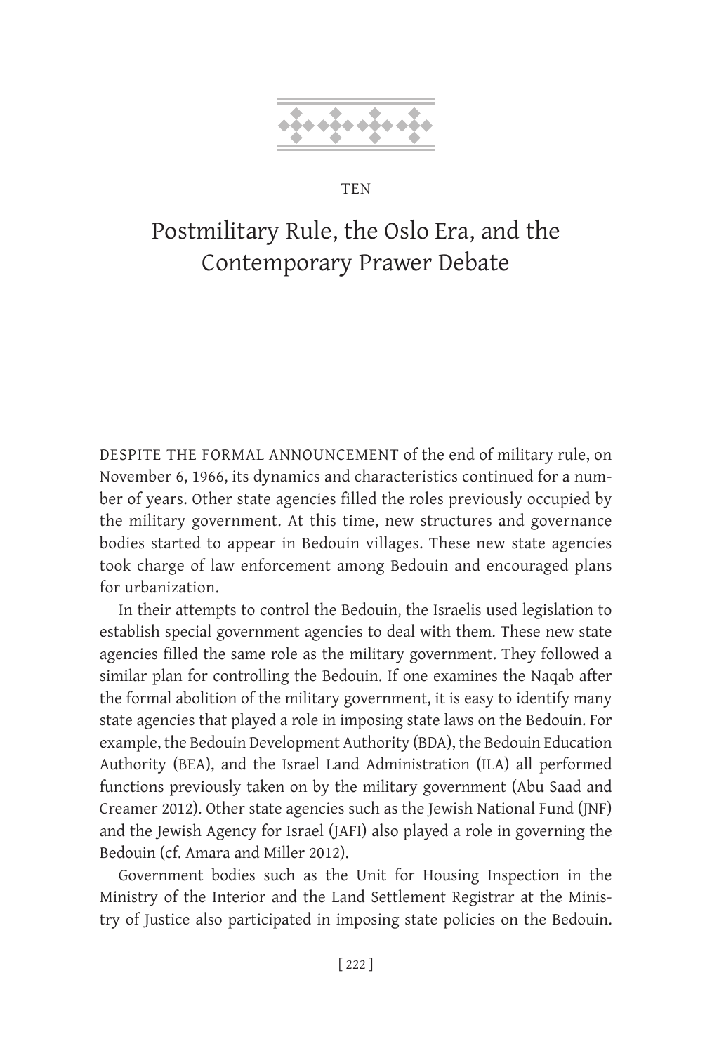TEN

# Postmilitary Rule, the Oslo Era, and the Contemporary Prawer Debate

DESPITE THE FORMAL ANNOUNCEMENT of the end of military rule, on November 6, 1966, its dynamics and characteristics continued for a number of years. Other state agencies filled the roles previously occupied by the military government. At this time, new structures and governance bodies started to appear in Bedouin villages. These new state agencies took charge of law enforcement among Bedouin and encouraged plans for urbanization.

In their attempts to control the Bedouin, the Israelis used legislation to establish special government agencies to deal with them. These new state agencies filled the same role as the military government. They followed a similar plan for controlling the Bedouin. If one examines the Naqab after the formal abolition of the military government, it is easy to identify many state agencies that played a role in imposing state laws on the Bedouin. For example, the Bedouin Development Authority (BDA), the Bedouin Education Authority (BEA), and the Israel Land Administration (ILA) all performed functions previously taken on by the military government (Abu Saad and Creamer 2012). Other state agencies such as the Jewish National Fund (JNF) and the Jewish Agency for Israel (JAFI) also played a role in governing the Bedouin (cf. Amara and Miller 2012).

Government bodies such as the Unit for Housing Inspection in the Ministry of the Interior and the Land Settlement Registrar at the Ministry of Justice also participated in imposing state policies on the Bedouin.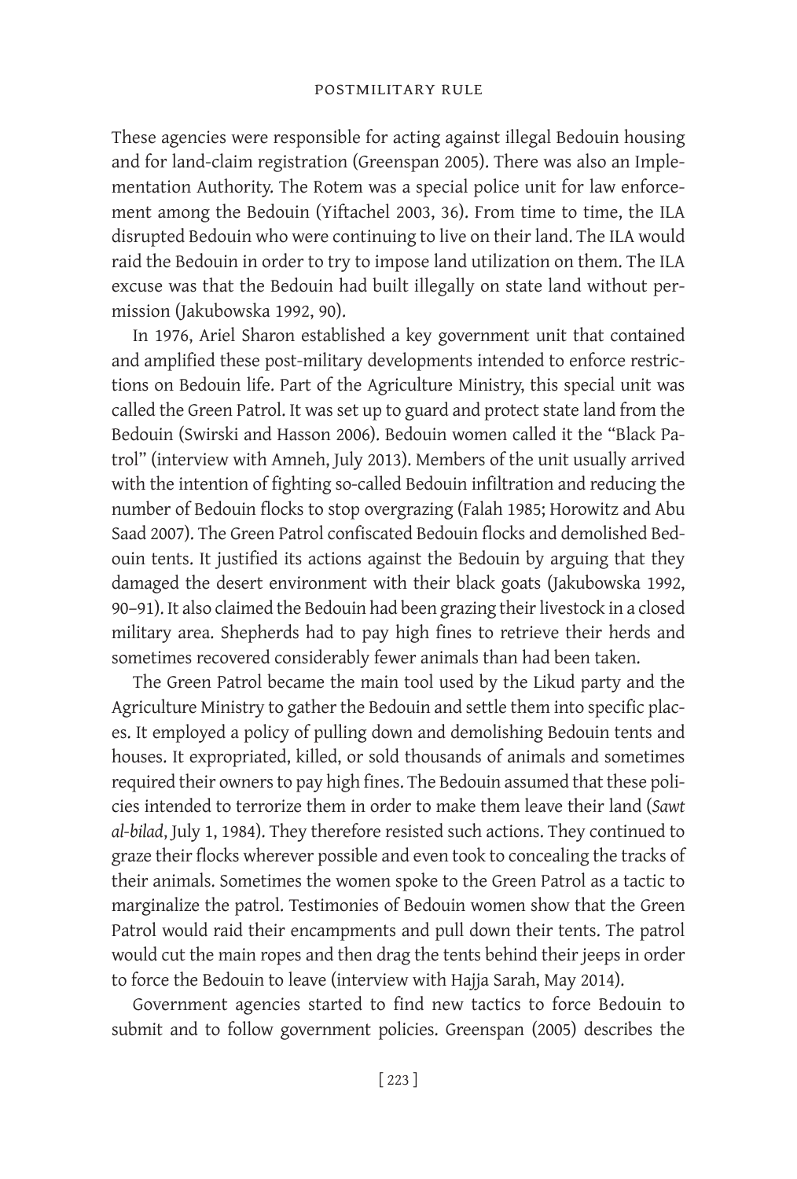These agencies were responsible for acting against illegal Bedouin housing and for land-claim registration (Greenspan 2005). There was also an Implementation Authority. The Rotem was a special police unit for law enforcement among the Bedouin (Yiftachel 2003, 36). From time to time, the ILA disrupted Bedouin who were continuing to live on their land. The ILA would raid the Bedouin in order to try to impose land utilization on them. The ILA excuse was that the Bedouin had built illegally on state land without permission (Jakubowska 1992, 90).

In 1976, Ariel Sharon established a key government unit that contained and amplified these post-military developments intended to enforce restrictions on Bedouin life. Part of the Agriculture Ministry, this special unit was called the Green Patrol. It was set up to guard and protect state land from the Bedouin (Swirski and Hasson 2006). Bedouin women called it the "Black Patrol" (interview with Amneh, July 2013). Members of the unit usually arrived with the intention of fighting so-called Bedouin infiltration and reducing the number of Bedouin flocks to stop overgrazing (Falah 1985; Horowitz and Abu Saad 2007). The Green Patrol confiscated Bedouin flocks and demolished Bedouin tents. It justified its actions against the Bedouin by arguing that they damaged the desert environment with their black goats (Jakubowska 1992, 90–91). It also claimed the Bedouin had been grazing their livestock in a closed military area. Shepherds had to pay high fines to retrieve their herds and sometimes recovered considerably fewer animals than had been taken.

The Green Patrol became the main tool used by the Likud party and the Agriculture Ministry to gather the Bedouin and settle them into specific places. It employed a policy of pulling down and demolishing Bedouin tents and houses. It expropriated, killed, or sold thousands of animals and sometimes required their owners to pay high fines. The Bedouin assumed that these policies intended to terrorize them in order to make them leave their land (*Sawt al-bilad*, July 1, 1984). They therefore resisted such actions. They continued to graze their flocks wherever possible and even took to concealing the tracks of their animals. Sometimes the women spoke to the Green Patrol as a tactic to marginalize the patrol. Testimonies of Bedouin women show that the Green Patrol would raid their encampments and pull down their tents. The patrol would cut the main ropes and then drag the tents behind their jeeps in order to force the Bedouin to leave (interview with Hajja Sarah, May 2014).

Government agencies started to find new tactics to force Bedouin to submit and to follow government policies. Greenspan (2005) describes the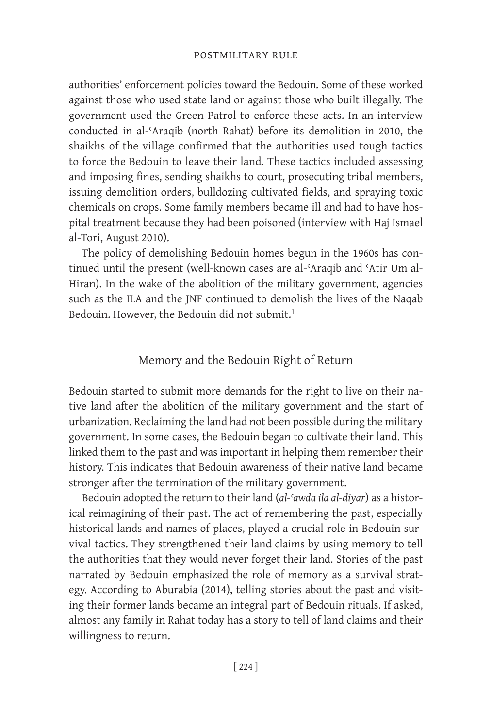authorities' enforcement policies toward the Bedouin. Some of these worked against those who used state land or against those who built illegally. The government used the Green Patrol to enforce these acts. In an interview conducted in al-ʿAraqib (north Rahat) before its demolition in 2010, the shaikhs of the village confirmed that the authorities used tough tactics to force the Bedouin to leave their land. These tactics included assessing and imposing fines, sending shaikhs to court, prosecuting tribal members, issuing demolition orders, bulldozing cultivated fields, and spraying toxic chemicals on crops. Some family members became ill and had to have hospital treatment because they had been poisoned (interview with Haj Ismael al-Tori, August 2010).

The policy of demolishing Bedouin homes begun in the 1960s has continued until the present (well-known cases are al-ʿAraqib and ʿAtir Um al-Hiran). In the wake of the abolition of the military government, agencies such as the ILA and the JNF continued to demolish the lives of the Naqab Bedouin. However, the Bedouin did not submit.[1]

## Memory and the Bedouin Right of Return

Bedouin started to submit more demands for the right to live on their native land after the abolition of the military government and the start of urbanization. Reclaiming the land had not been possible during the military government. In some cases, the Bedouin began to cultivate their land. This linked them to the past and was important in helping them remember their history. This indicates that Bedouin awareness of their native land became stronger after the termination of the military government.

Bedouin adopted the return to their land (*al-ʿawda ila al-diyar*) as a historical reimagining of their past. The act of remembering the past, especially historical lands and names of places, played a crucial role in Bedouin survival tactics. They strengthened their land claims by using memory to tell the authorities that they would never forget their land. Stories of the past narrated by Bedouin emphasized the role of memory as a survival strategy. According to Aburabia (2014), telling stories about the past and visiting their former lands became an integral part of Bedouin rituals. If asked, almost any family in Rahat today has a story to tell of land claims and their willingness to return.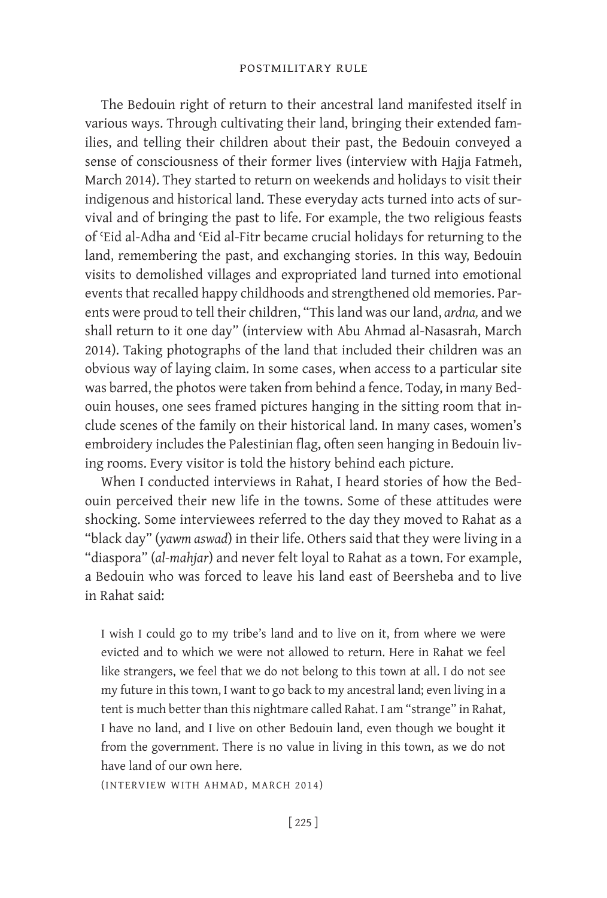The Bedouin right of return to their ancestral land manifested itself in various ways. Through cultivating their land, bringing their extended families, and telling their children about their past, the Bedouin conveyed a sense of consciousness of their former lives (interview with Hajja Fatmeh, March 2014). They started to return on weekends and holidays to visit their indigenous and historical land. These everyday acts turned into acts of survival and of bringing the past to life. For example, the two religious feasts of ʿEid al-Adha and ʿEid al-Fitr became crucial holidays for returning to the land, remembering the past, and exchanging stories. In this way, Bedouin visits to demolished villages and expropriated land turned into emotional events that recalled happy childhoods and strengthened old memories. Parents were proud to tell their children, "This land was our land, *ardna,* and we shall return to it one day" (interview with Abu Ahmad al-Nasasrah, March 2014). Taking photographs of the land that included their children was an obvious way of laying claim. In some cases, when access to a particular site was barred, the photos were taken from behind a fence. Today, in many Bedouin houses, one sees framed pictures hanging in the sitting room that include scenes of the family on their historical land. In many cases, women's embroidery includes the Palestinian flag, often seen hanging in Bedouin living rooms. Every visitor is told the history behind each picture.

When I conducted interviews in Rahat, I heard stories of how the Bedouin perceived their new life in the towns. Some of these attitudes were shocking. Some interviewees referred to the day they moved to Rahat as a "black day" (*yawm aswad*) in their life. Others said that they were living in a "diaspora" (*al-mahjar*) and never felt loyal to Rahat as a town. For example, a Bedouin who was forced to leave his land east of Beersheba and to live in Rahat said:

> I wish I could go to my tribe's land and to live on it, from where we were evicted and to which we were not allowed to return. Here in Rahat we feel like strangers, we feel that we do not belong to this town at all. I do not see my future in this town, I want to go back to my ancestral land; even living in a tent is much better than this nightmare called Rahat. I am "strange" in Rahat, I have no land, and I live on other Bedouin land, even though we bought it from the government. There is no value in living in this town, as we do not have land of our own here.
>
> (INTERVIEW WITH AHMAD, MARCH 2014)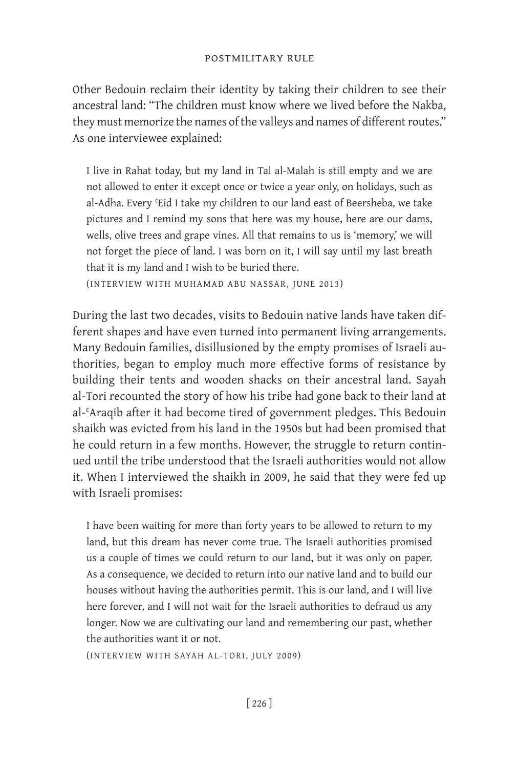Other Bedouin reclaim their identity by taking their children to see their ancestral land: "The children must know where we lived before the Nakba, they must memorize the names of the valleys and names of different routes." As one interviewee explained:

> I live in Rahat today, but my land in Tal al-Malah is still empty and we are not allowed to enter it except once or twice a year only, on holidays, such as al-Adha. Every ʿEid I take my children to our land east of Beersheba, we take pictures and I remind my sons that here was my house, here are our dams, wells, olive trees and grape vines. All that remains to us is 'memory,' we will not forget the piece of land. I was born on it, I will say until my last breath that it is my land and I wish to be buried there.
>
> (INTERVIEW WITH MUHAMAD ABU NASSAR, JUNE 2013)

During the last two decades, visits to Bedouin native lands have taken different shapes and have even turned into permanent living arrangements. Many Bedouin families, disillusioned by the empty promises of Israeli authorities, began to employ much more effective forms of resistance by building their tents and wooden shacks on their ancestral land. Sayah al-Tori recounted the story of how his tribe had gone back to their land at al-ʿAraqib after it had become tired of government pledges. This Bedouin shaikh was evicted from his land in the 1950s but had been promised that he could return in a few months. However, the struggle to return continued until the tribe understood that the Israeli authorities would not allow it. When I interviewed the shaikh in 2009, he said that they were fed up with Israeli promises:

> I have been waiting for more than forty years to be allowed to return to my land, but this dream has never come true. The Israeli authorities promised us a couple of times we could return to our land, but it was only on paper. As a consequence, we decided to return into our native land and to build our houses without having the authorities permit. This is our land, and I will live here forever, and I will not wait for the Israeli authorities to defraud us any longer. Now we are cultivating our land and remembering our past, whether the authorities want it or not.
>
> (INTERVIEW WITH SAYAH AL-TORI, JULY 2009)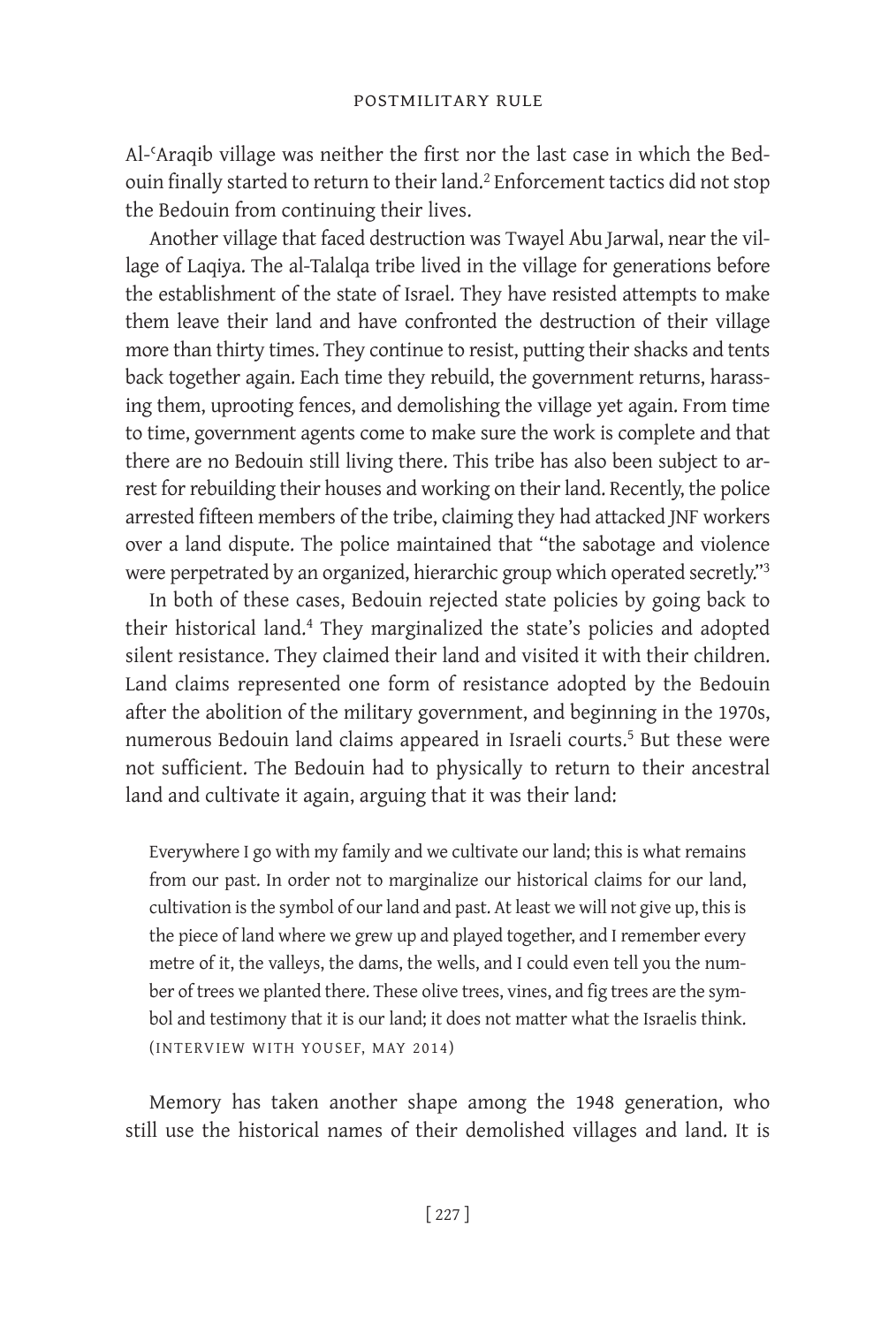Al-ʿAraqib village was neither the first nor the last case in which the Bedouin finally started to return to their land.[2] Enforcement tactics did not stop the Bedouin from continuing their lives.

Another village that faced destruction was Twayel Abu Jarwal, near the village of Laqiya. The al-Talalqa tribe lived in the village for generations before the establishment of the state of Israel. They have resisted attempts to make them leave their land and have confronted the destruction of their village more than thirty times. They continue to resist, putting their shacks and tents back together again. Each time they rebuild, the government returns, harassing them, uprooting fences, and demolishing the village yet again. From time to time, government agents come to make sure the work is complete and that there are no Bedouin still living there. This tribe has also been subject to arrest for rebuilding their houses and working on their land. Recently, the police arrested fifteen members of the tribe, claiming they had attacked JNF workers over a land dispute. The police maintained that "the sabotage and violence were perpetrated by an organized, hierarchic group which operated secretly."[3]

In both of these cases, Bedouin rejected state policies by going back to their historical land.[4] They marginalized the state's policies and adopted silent resistance. They claimed their land and visited it with their children. Land claims represented one form of resistance adopted by the Bedouin after the abolition of the military government, and beginning in the 1970s, numerous Bedouin land claims appeared in Israeli courts.[5] But these were not sufficient. The Bedouin had to physically to return to their ancestral land and cultivate it again, arguing that it was their land:

> Everywhere I go with my family and we cultivate our land; this is what remains from our past. In order not to marginalize our historical claims for our land, cultivation is the symbol of our land and past. At least we will not give up, this is the piece of land where we grew up and played together, and I remember every metre of it, the valleys, the dams, the wells, and I could even tell you the number of trees we planted there. These olive trees, vines, and fig trees are the symbol and testimony that it is our land; it does not matter what the Israelis think. (INTERVIEW WITH YOUSEF, MAY 2014)

Memory has taken another shape among the 1948 generation, who still use the historical names of their demolished villages and land. It is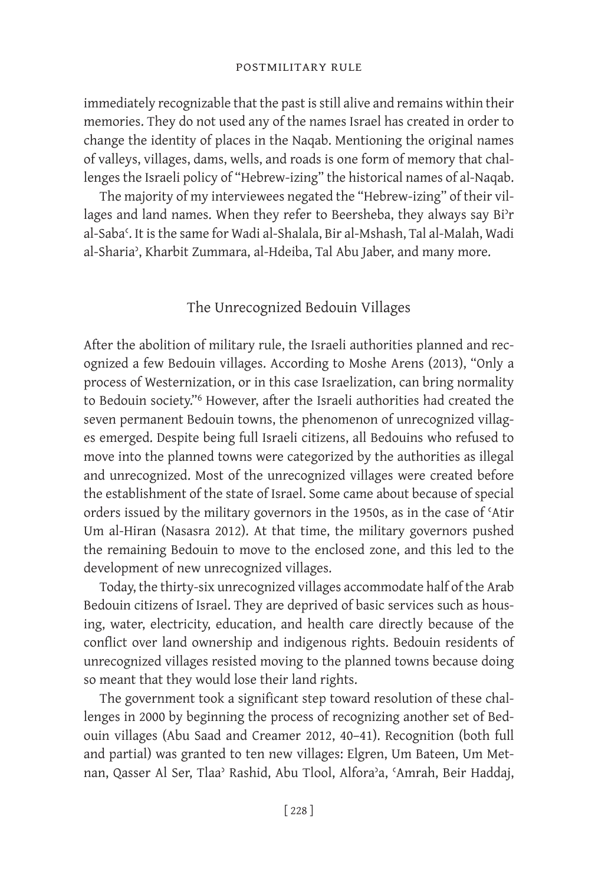immediately recognizable that the past is still alive and remains within their memories. They do not used any of the names Israel has created in order to change the identity of places in the Naqab. Mentioning the original names of valleys, villages, dams, wells, and roads is one form of memory that challenges the Israeli policy of "Hebrew-izing" the historical names of al-Naqab.

The majority of my interviewees negated the "Hebrew-izing" of their villages and land names. When they refer to Beersheba, they always say Biʾr al-Sabaʿ. It is the same for Wadi al-Shalala, Bir al-Mshash, Tal al-Malah, Wadi al-Shariaʾ, Kharbit Zummara, al-Hdeiba, Tal Abu Jaber, and many more.

## The Unrecognized Bedouin Villages

After the abolition of military rule, the Israeli authorities planned and recognized a few Bedouin villages. According to Moshe Arens (2013), "Only a process of Westernization, or in this case Israelization, can bring normality to Bedouin society."[6] However, after the Israeli authorities had created the seven permanent Bedouin towns, the phenomenon of unrecognized villages emerged. Despite being full Israeli citizens, all Bedouins who refused to move into the planned towns were categorized by the authorities as illegal and unrecognized. Most of the unrecognized villages were created before the establishment of the state of Israel. Some came about because of special orders issued by the military governors in the 1950s, as in the case of ʿAtir Um al-Hiran (Nasasra 2012). At that time, the military governors pushed the remaining Bedouin to move to the enclosed zone, and this led to the development of new unrecognized villages.

Today, the thirty-six unrecognized villages accommodate half of the Arab Bedouin citizens of Israel. They are deprived of basic services such as housing, water, electricity, education, and health care directly because of the conflict over land ownership and indigenous rights. Bedouin residents of unrecognized villages resisted moving to the planned towns because doing so meant that they would lose their land rights.

The government took a significant step toward resolution of these challenges in 2000 by beginning the process of recognizing another set of Bedouin villages (Abu Saad and Creamer 2012, 40–41). Recognition (both full and partial) was granted to ten new villages: Elgren, Um Bateen, Um Metnan, Qasser Al Ser, Tlaaʾ Rashid, Abu Tlool, Alforaʾa, ʿAmrah, Beir Haddaj,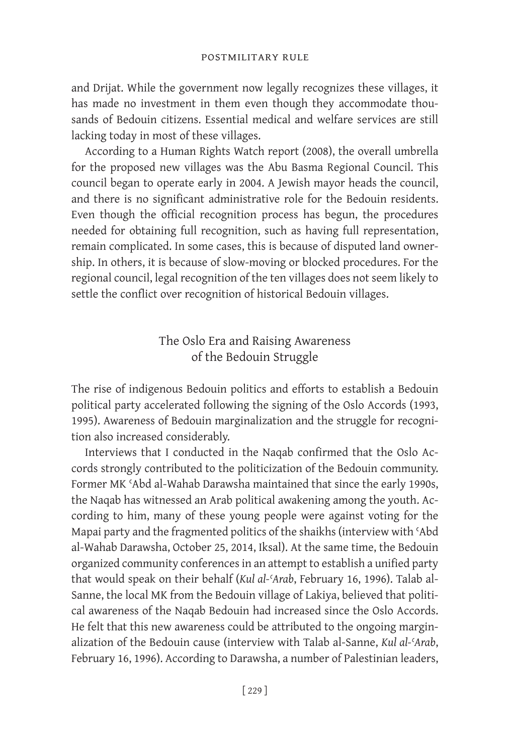and Drijat. While the government now legally recognizes these villages, it has made no investment in them even though they accommodate thousands of Bedouin citizens. Essential medical and welfare services are still lacking today in most of these villages.

According to a Human Rights Watch report (2008), the overall umbrella for the proposed new villages was the Abu Basma Regional Council. This council began to operate early in 2004. A Jewish mayor heads the council, and there is no significant administrative role for the Bedouin residents. Even though the official recognition process has begun, the procedures needed for obtaining full recognition, such as having full representation, remain complicated. In some cases, this is because of disputed land ownership. In others, it is because of slow-moving or blocked procedures. For the regional council, legal recognition of the ten villages does not seem likely to settle the conflict over recognition of historical Bedouin villages.

## The Oslo Era and Raising Awareness of the Bedouin Struggle

The rise of indigenous Bedouin politics and efforts to establish a Bedouin political party accelerated following the signing of the Oslo Accords (1993, 1995). Awareness of Bedouin marginalization and the struggle for recognition also increased considerably.

Interviews that I conducted in the Naqab confirmed that the Oslo Accords strongly contributed to the politicization of the Bedouin community. Former MK ʿAbd al-Wahab Darawsha maintained that since the early 1990s, the Naqab has witnessed an Arab political awakening among the youth. According to him, many of these young people were against voting for the Mapai party and the fragmented politics of the shaikhs (interview with ʿAbd al-Wahab Darawsha, October 25, 2014, Iksal). At the same time, the Bedouin organized community conferences in an attempt to establish a unified party that would speak on their behalf (*Kul al-ʿArab*, February 16, 1996). Talab al-Sanne, the local MK from the Bedouin village of Lakiya, believed that political awareness of the Naqab Bedouin had increased since the Oslo Accords. He felt that this new awareness could be attributed to the ongoing marginalization of the Bedouin cause (interview with Talab al-Sanne, *Kul al-ʿArab*, February 16, 1996). According to Darawsha, a number of Palestinian leaders,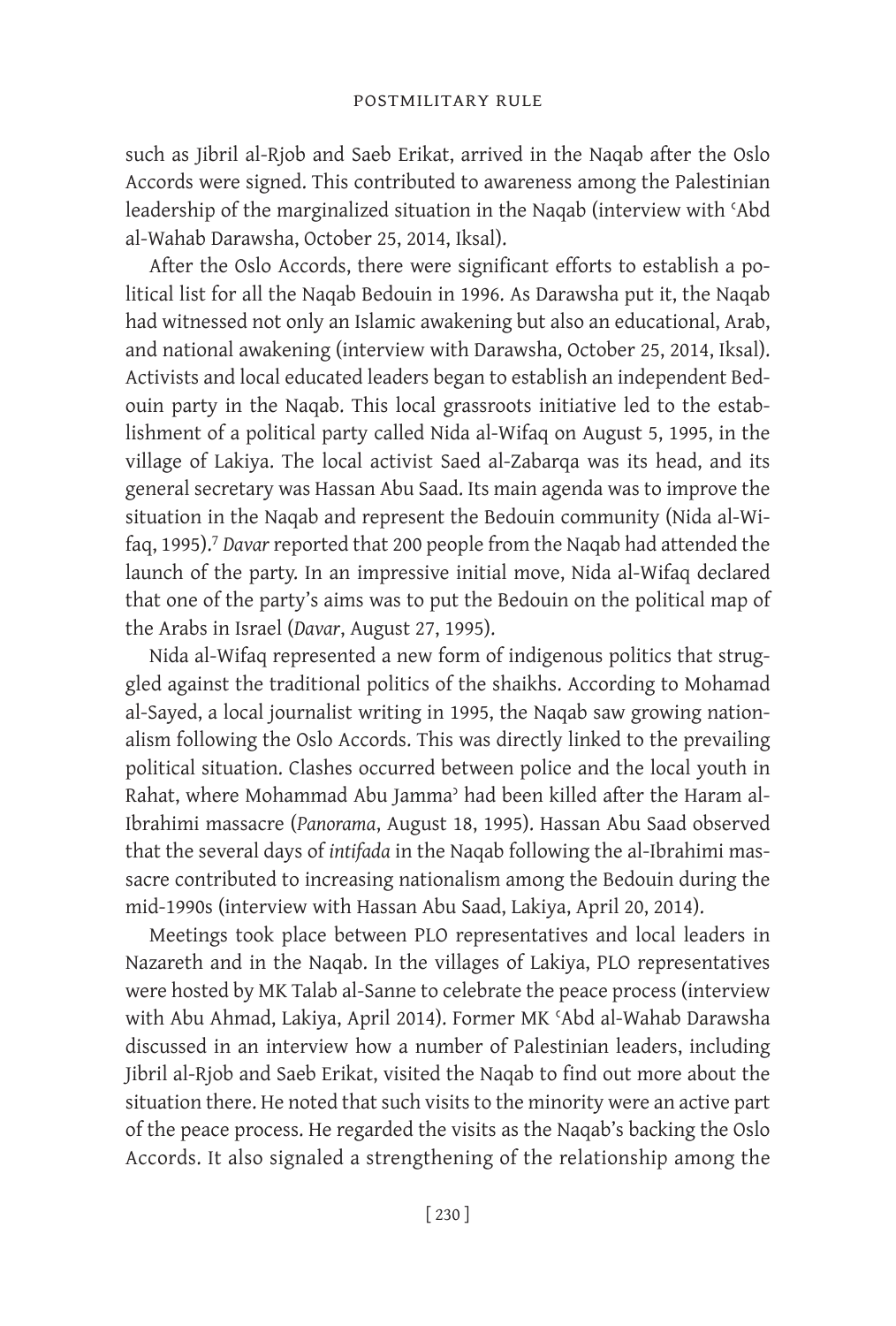such as Jibril al-Rjob and Saeb Erikat, arrived in the Naqab after the Oslo Accords were signed. This contributed to awareness among the Palestinian leadership of the marginalized situation in the Naqab (interview with ʿAbd al-Wahab Darawsha, October 25, 2014, Iksal).

After the Oslo Accords, there were significant efforts to establish a political list for all the Naqab Bedouin in 1996. As Darawsha put it, the Naqab had witnessed not only an Islamic awakening but also an educational, Arab, and national awakening (interview with Darawsha, October 25, 2014, Iksal). Activists and local educated leaders began to establish an independent Bedouin party in the Naqab. This local grassroots initiative led to the establishment of a political party called Nida al-Wifaq on August 5, 1995, in the village of Lakiya. The local activist Saed al-Zabarqa was its head, and its general secretary was Hassan Abu Saad. Its main agenda was to improve the situation in the Naqab and represent the Bedouin community (Nida al-Wifaq, 1995).[7] *Davar* reported that 200 people from the Naqab had attended the launch of the party. In an impressive initial move, Nida al-Wifaq declared that one of the party's aims was to put the Bedouin on the political map of the Arabs in Israel (*Davar*, August 27, 1995).

Nida al-Wifaq represented a new form of indigenous politics that struggled against the traditional politics of the shaikhs. According to Mohamad al-Sayed, a local journalist writing in 1995, the Naqab saw growing nationalism following the Oslo Accords. This was directly linked to the prevailing political situation. Clashes occurred between police and the local youth in Rahat, where Mohammad Abu Jammaʾ had been killed after the Haram al-Ibrahimi massacre (*Panorama*, August 18, 1995). Hassan Abu Saad observed that the several days of *intifada* in the Naqab following the al-Ibrahimi massacre contributed to increasing nationalism among the Bedouin during the mid-1990s (interview with Hassan Abu Saad, Lakiya, April 20, 2014).

Meetings took place between PLO representatives and local leaders in Nazareth and in the Naqab. In the villages of Lakiya, PLO representatives were hosted by MK Talab al-Sanne to celebrate the peace process (interview with Abu Ahmad, Lakiya, April 2014). Former MK ʿAbd al-Wahab Darawsha discussed in an interview how a number of Palestinian leaders, including Jibril al-Rjob and Saeb Erikat, visited the Naqab to find out more about the situation there. He noted that such visits to the minority were an active part of the peace process. He regarded the visits as the Naqab's backing the Oslo Accords. It also signaled a strengthening of the relationship among the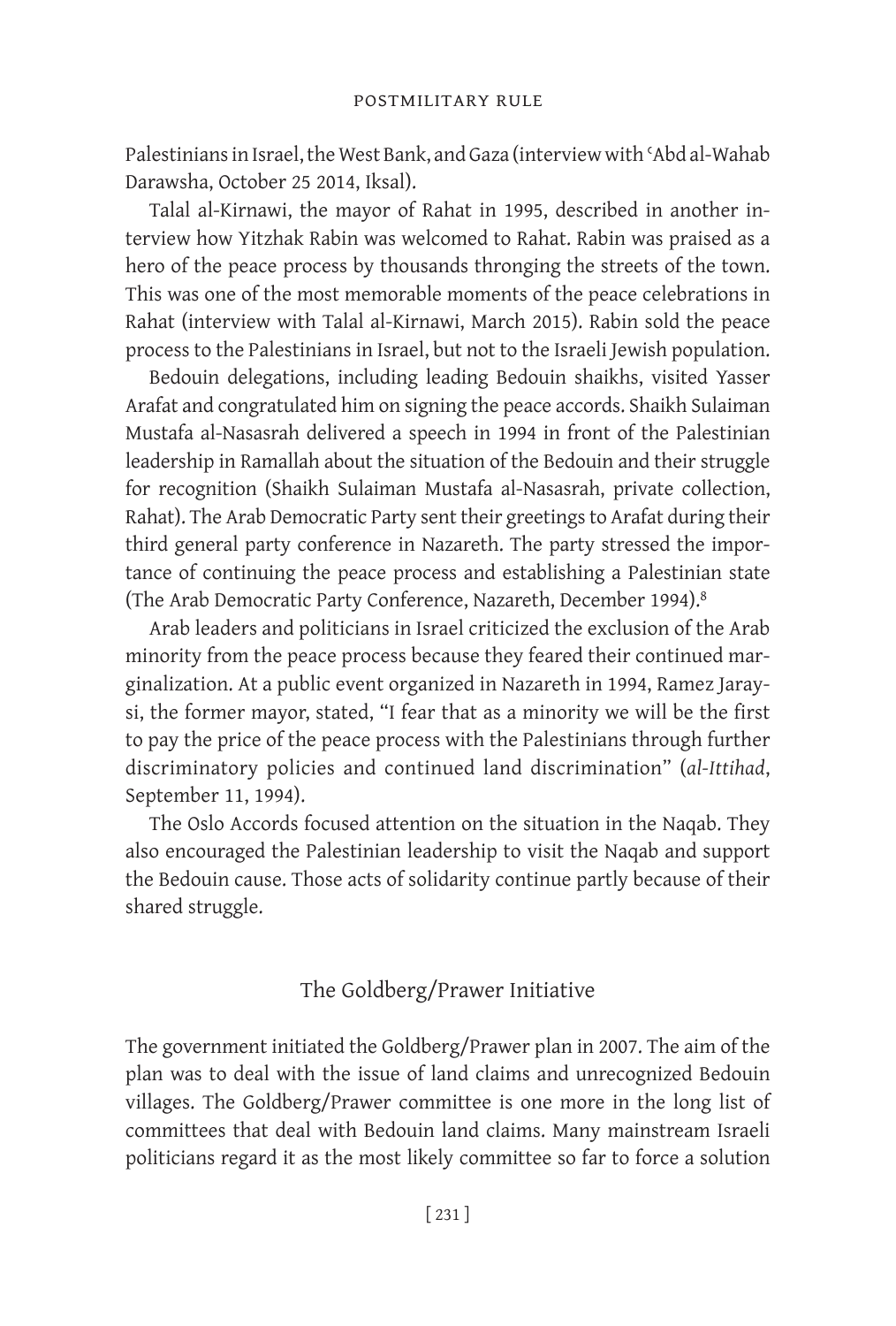Palestinians in Israel, the West Bank, and Gaza (interview with ʿAbd al-Wahab Darawsha, October 25 2014, Iksal).

Talal al-Kirnawi, the mayor of Rahat in 1995, described in another interview how Yitzhak Rabin was welcomed to Rahat. Rabin was praised as a hero of the peace process by thousands thronging the streets of the town. This was one of the most memorable moments of the peace celebrations in Rahat (interview with Talal al-Kirnawi, March 2015). Rabin sold the peace process to the Palestinians in Israel, but not to the Israeli Jewish population.

Bedouin delegations, including leading Bedouin shaikhs, visited Yasser Arafat and congratulated him on signing the peace accords. Shaikh Sulaiman Mustafa al-Nasasrah delivered a speech in 1994 in front of the Palestinian leadership in Ramallah about the situation of the Bedouin and their struggle for recognition (Shaikh Sulaiman Mustafa al-Nasasrah, private collection, Rahat). The Arab Democratic Party sent their greetings to Arafat during their third general party conference in Nazareth. The party stressed the importance of continuing the peace process and establishing a Palestinian state (The Arab Democratic Party Conference, Nazareth, December 1994).[8]

Arab leaders and politicians in Israel criticized the exclusion of the Arab minority from the peace process because they feared their continued marginalization. At a public event organized in Nazareth in 1994, Ramez Jaraysi, the former mayor, stated, "I fear that as a minority we will be the first to pay the price of the peace process with the Palestinians through further discriminatory policies and continued land discrimination" (*al-Ittihad*, September 11, 1994).

The Oslo Accords focused attention on the situation in the Naqab. They also encouraged the Palestinian leadership to visit the Naqab and support the Bedouin cause. Those acts of solidarity continue partly because of their shared struggle.

## The Goldberg/Prawer Initiative

The government initiated the Goldberg/Prawer plan in 2007. The aim of the plan was to deal with the issue of land claims and unrecognized Bedouin villages. The Goldberg/Prawer committee is one more in the long list of committees that deal with Bedouin land claims. Many mainstream Israeli politicians regard it as the most likely committee so far to force a solution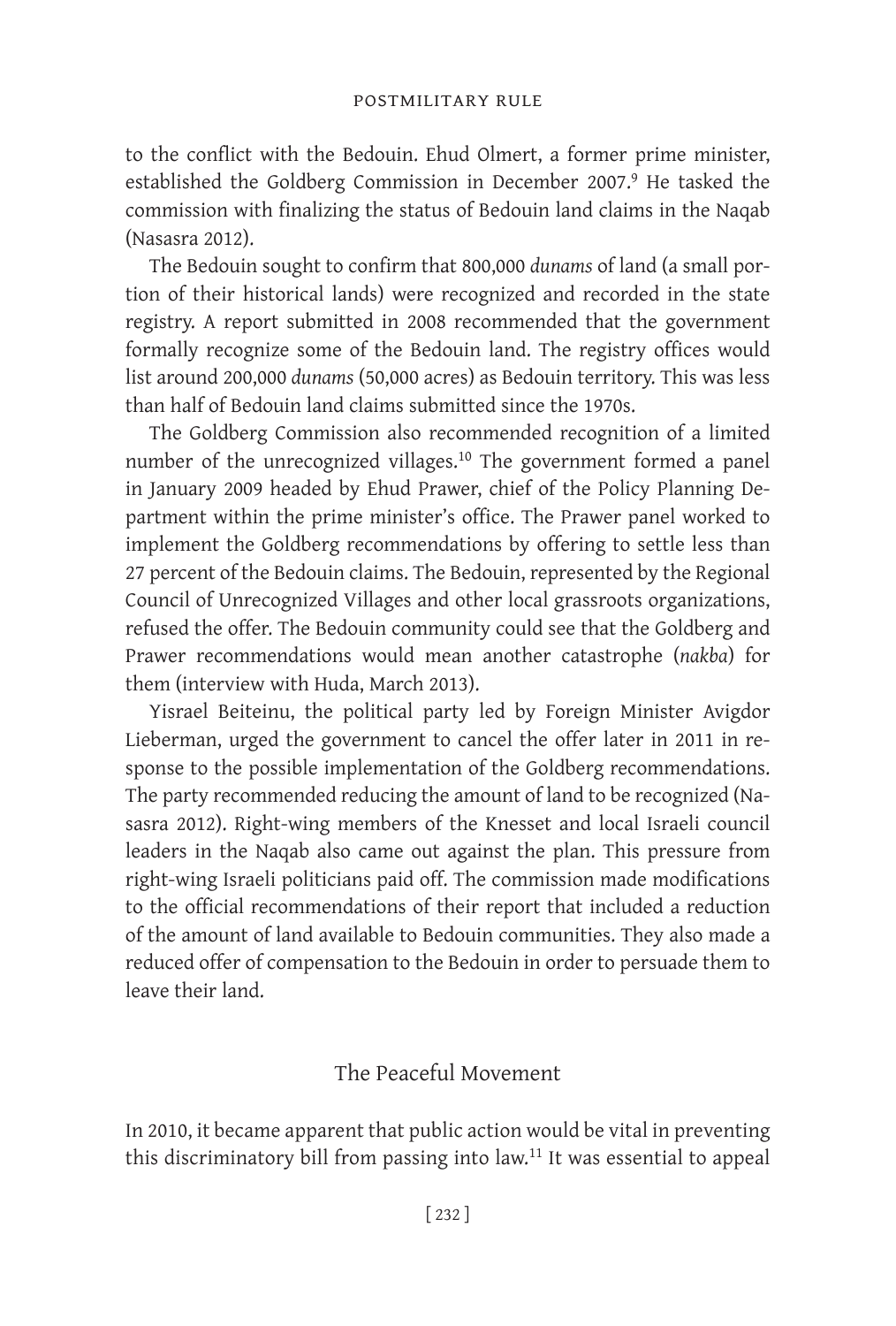to the conflict with the Bedouin. Ehud Olmert, a former prime minister, established the Goldberg Commission in December 2007.[9] He tasked the commission with finalizing the status of Bedouin land claims in the Naqab (Nasasra 2012).

The Bedouin sought to confirm that 800,000 *dunams* of land (a small portion of their historical lands) were recognized and recorded in the state registry. A report submitted in 2008 recommended that the government formally recognize some of the Bedouin land. The registry offices would list around 200,000 *dunams* (50,000 acres) as Bedouin territory. This was less than half of Bedouin land claims submitted since the 1970s.

The Goldberg Commission also recommended recognition of a limited number of the unrecognized villages.[10] The government formed a panel in January 2009 headed by Ehud Prawer, chief of the Policy Planning Department within the prime minister's office. The Prawer panel worked to implement the Goldberg recommendations by offering to settle less than 27 percent of the Bedouin claims. The Bedouin, represented by the Regional Council of Unrecognized Villages and other local grassroots organizations, refused the offer. The Bedouin community could see that the Goldberg and Prawer recommendations would mean another catastrophe (*nakba*) for them (interview with Huda, March 2013).

Yisrael Beiteinu, the political party led by Foreign Minister Avigdor Lieberman, urged the government to cancel the offer later in 2011 in response to the possible implementation of the Goldberg recommendations. The party recommended reducing the amount of land to be recognized (Nasasra 2012). Right-wing members of the Knesset and local Israeli council leaders in the Naqab also came out against the plan. This pressure from right-wing Israeli politicians paid off. The commission made modifications to the official recommendations of their report that included a reduction of the amount of land available to Bedouin communities. They also made a reduced offer of compensation to the Bedouin in order to persuade them to leave their land.

## The Peaceful Movement

In 2010, it became apparent that public action would be vital in preventing this discriminatory bill from passing into law.[11] It was essential to appeal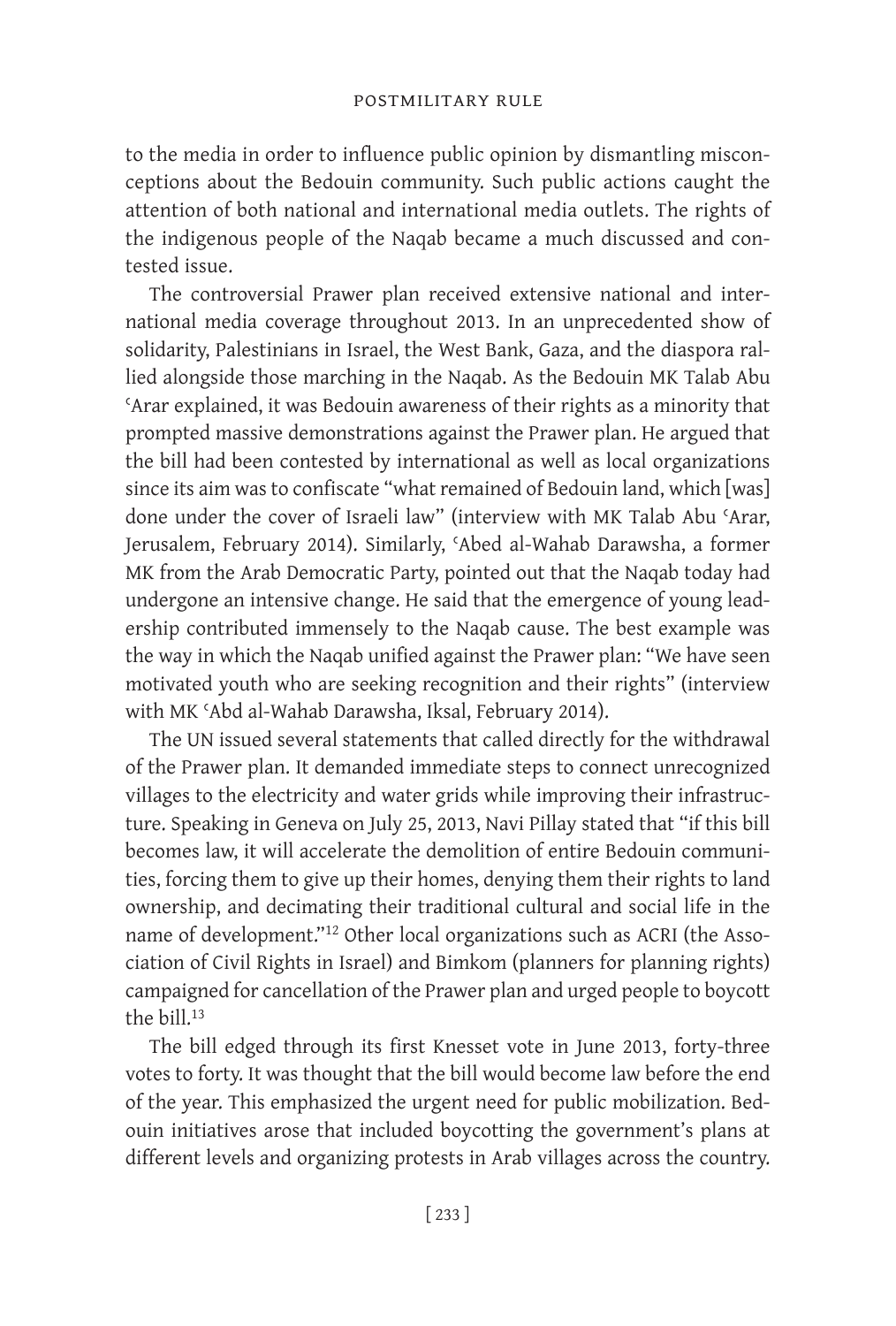to the media in order to influence public opinion by dismantling misconceptions about the Bedouin community. Such public actions caught the attention of both national and international media outlets. The rights of the indigenous people of the Naqab became a much discussed and contested issue.

The controversial Prawer plan received extensive national and international media coverage throughout 2013. In an unprecedented show of solidarity, Palestinians in Israel, the West Bank, Gaza, and the diaspora rallied alongside those marching in the Naqab. As the Bedouin MK Talab Abu ʿArar explained, it was Bedouin awareness of their rights as a minority that prompted massive demonstrations against the Prawer plan. He argued that the bill had been contested by international as well as local organizations since its aim was to confiscate "what remained of Bedouin land, which [was] done under the cover of Israeli law" (interview with MK Talab Abu ʿArar, Jerusalem, February 2014). Similarly, ʿAbed al-Wahab Darawsha, a former MK from the Arab Democratic Party, pointed out that the Naqab today had undergone an intensive change. He said that the emergence of young leadership contributed immensely to the Naqab cause. The best example was the way in which the Naqab unified against the Prawer plan: "We have seen motivated youth who are seeking recognition and their rights" (interview with MK ʿAbd al-Wahab Darawsha, Iksal, February 2014).

The UN issued several statements that called directly for the withdrawal of the Prawer plan. It demanded immediate steps to connect unrecognized villages to the electricity and water grids while improving their infrastructure. Speaking in Geneva on July 25, 2013, Navi Pillay stated that "if this bill becomes law, it will accelerate the demolition of entire Bedouin communities, forcing them to give up their homes, denying them their rights to land ownership, and decimating their traditional cultural and social life in the name of development."[12] Other local organizations such as ACRI (the Association of Civil Rights in Israel) and Bimkom (planners for planning rights) campaigned for cancellation of the Prawer plan and urged people to boycott the bill.[13]

The bill edged through its first Knesset vote in June 2013, forty-three votes to forty. It was thought that the bill would become law before the end of the year. This emphasized the urgent need for public mobilization. Bedouin initiatives arose that included boycotting the government's plans at different levels and organizing protests in Arab villages across the country.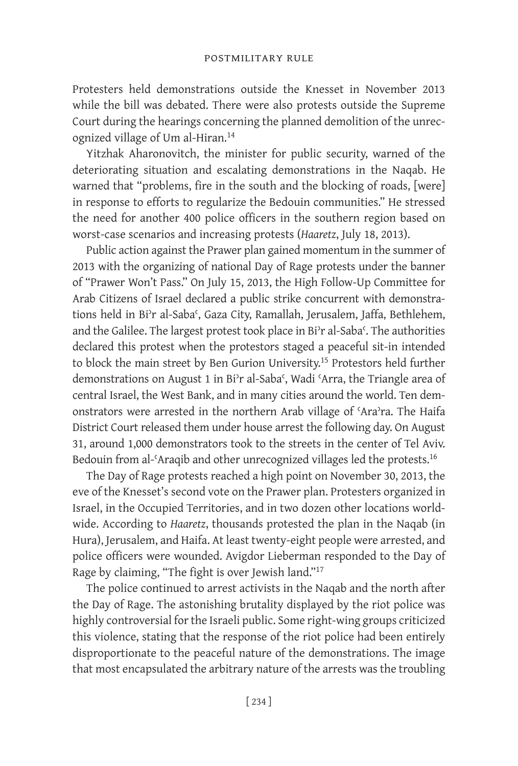Protesters held demonstrations outside the Knesset in November 2013 while the bill was debated. There were also protests outside the Supreme Court during the hearings concerning the planned demolition of the unrecognized village of Um al-Hiran.[14]

Yitzhak Aharonovitch, the minister for public security, warned of the deteriorating situation and escalating demonstrations in the Naqab. He warned that "problems, fire in the south and the blocking of roads, [were] in response to efforts to regularize the Bedouin communities." He stressed the need for another 400 police officers in the southern region based on worst-case scenarios and increasing protests (*Haaretz*, July 18, 2013).

Public action against the Prawer plan gained momentum in the summer of 2013 with the organizing of national Day of Rage protests under the banner of "Prawer Won't Pass." On July 15, 2013, the High Follow-Up Committee for Arab Citizens of Israel declared a public strike concurrent with demonstrations held in Biʾr al-Sabaʿ, Gaza City, Ramallah, Jerusalem, Jaffa, Bethlehem, and the Galilee. The largest protest took place in Biʾr al-Sabaʿ. The authorities declared this protest when the protestors staged a peaceful sit-in intended to block the main street by Ben Gurion University.[15] Protestors held further demonstrations on August 1 in Biʾr al-Sabaʿ, Wadi ʿArra, the Triangle area of central Israel, the West Bank, and in many cities around the world. Ten demonstrators were arrested in the northern Arab village of ʿAraʾra. The Haifa District Court released them under house arrest the following day. On August 31, around 1,000 demonstrators took to the streets in the center of Tel Aviv. Bedouin from al-ʿAraqib and other unrecognized villages led the protests.[16]

The Day of Rage protests reached a high point on November 30, 2013, the eve of the Knesset's second vote on the Prawer plan. Protesters organized in Israel, in the Occupied Territories, and in two dozen other locations worldwide. According to *Haaretz*, thousands protested the plan in the Naqab (in Hura), Jerusalem, and Haifa. At least twenty-eight people were arrested, and police officers were wounded. Avigdor Lieberman responded to the Day of Rage by claiming, "The fight is over Jewish land."[17]

The police continued to arrest activists in the Naqab and the north after the Day of Rage. The astonishing brutality displayed by the riot police was highly controversial for the Israeli public. Some right-wing groups criticized this violence, stating that the response of the riot police had been entirely disproportionate to the peaceful nature of the demonstrations. The image that most encapsulated the arbitrary nature of the arrests was the troubling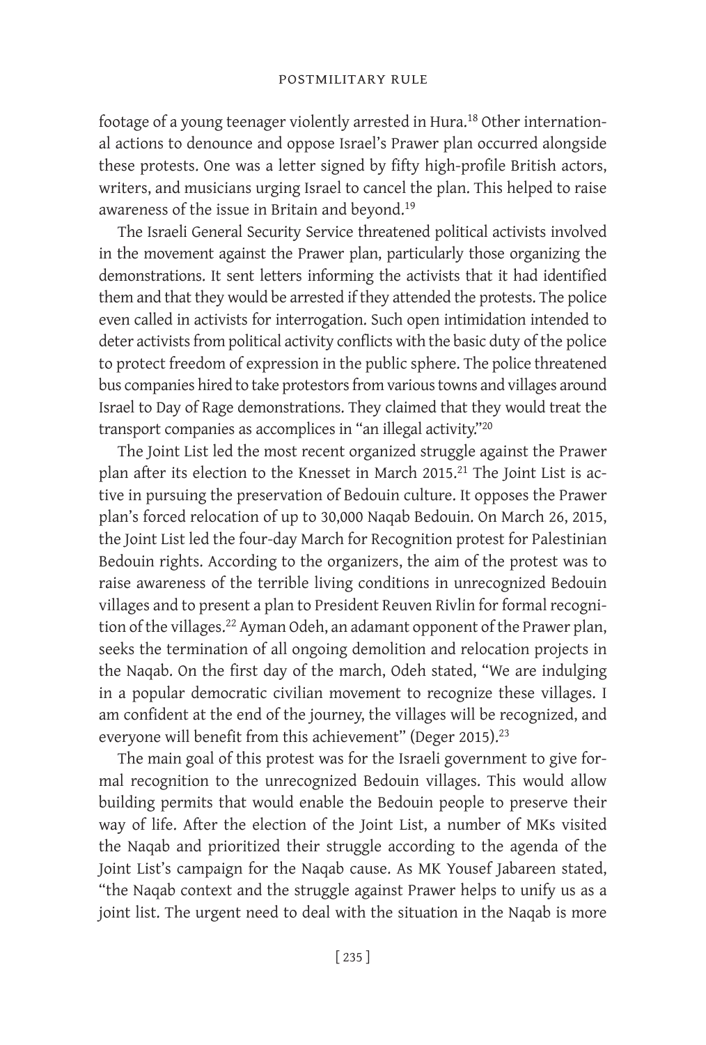footage of a young teenager violently arrested in Hura.[18] Other international actions to denounce and oppose Israel's Prawer plan occurred alongside these protests. One was a letter signed by fifty high-profile British actors, writers, and musicians urging Israel to cancel the plan. This helped to raise awareness of the issue in Britain and beyond.[19]

The Israeli General Security Service threatened political activists involved in the movement against the Prawer plan, particularly those organizing the demonstrations. It sent letters informing the activists that it had identified them and that they would be arrested if they attended the protests. The police even called in activists for interrogation. Such open intimidation intended to deter activists from political activity conflicts with the basic duty of the police to protect freedom of expression in the public sphere. The police threatened bus companies hired to take protestors from various towns and villages around Israel to Day of Rage demonstrations. They claimed that they would treat the transport companies as accomplices in "an illegal activity."[20]

The Joint List led the most recent organized struggle against the Prawer plan after its election to the Knesset in March 2015.[21] The Joint List is active in pursuing the preservation of Bedouin culture. It opposes the Prawer plan's forced relocation of up to 30,000 Naqab Bedouin. On March 26, 2015, the Joint List led the four-day March for Recognition protest for Palestinian Bedouin rights. According to the organizers, the aim of the protest was to raise awareness of the terrible living conditions in unrecognized Bedouin villages and to present a plan to President Reuven Rivlin for formal recognition of the villages.[22] Ayman Odeh, an adamant opponent of the Prawer plan, seeks the termination of all ongoing demolition and relocation projects in the Naqab. On the first day of the march, Odeh stated, "We are indulging in a popular democratic civilian movement to recognize these villages. I am confident at the end of the journey, the villages will be recognized, and everyone will benefit from this achievement" (Deger 2015).[23]

The main goal of this protest was for the Israeli government to give formal recognition to the unrecognized Bedouin villages. This would allow building permits that would enable the Bedouin people to preserve their way of life. After the election of the Joint List, a number of MKs visited the Naqab and prioritized their struggle according to the agenda of the Joint List's campaign for the Naqab cause. As MK Yousef Jabareen stated, "the Naqab context and the struggle against Prawer helps to unify us as a joint list. The urgent need to deal with the situation in the Naqab is more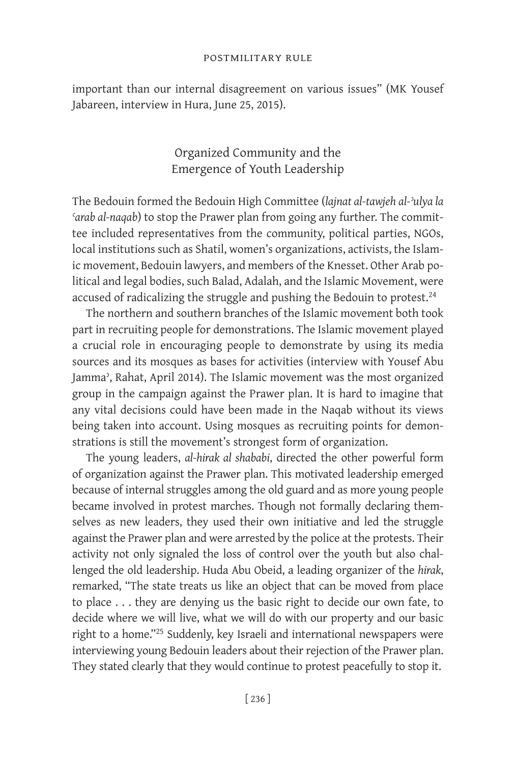important than our internal disagreement on various issues" (MK Yousef Jabareen, interview in Hura, June 25, 2015).

## Organized Community and the Emergence of Youth Leadership

The Bedouin formed the Bedouin High Committee (*lajnat al-tawjeh al-ʾulya la ʿarab al-naqab*) to stop the Prawer plan from going any further. The committee included representatives from the community, political parties, NGOs, local institutions such as Shatil, women's organizations, activists, the Islamic movement, Bedouin lawyers, and members of the Knesset. Other Arab political and legal bodies, such Balad, Adalah, and the Islamic Movement, were accused of radicalizing the struggle and pushing the Bedouin to protest.[24]

The northern and southern branches of the Islamic movement both took part in recruiting people for demonstrations. The Islamic movement played a crucial role in encouraging people to demonstrate by using its media sources and its mosques as bases for activities (interview with Yousef Abu Jammaʾ, Rahat, April 2014). The Islamic movement was the most organized group in the campaign against the Prawer plan. It is hard to imagine that any vital decisions could have been made in the Naqab without its views being taken into account. Using mosques as recruiting points for demonstrations is still the movement's strongest form of organization.

The young leaders, *al-hirak al shababi*, directed the other powerful form of organization against the Prawer plan. This motivated leadership emerged because of internal struggles among the old guard and as more young people became involved in protest marches. Though not formally declaring themselves as new leaders, they used their own initiative and led the struggle against the Prawer plan and were arrested by the police at the protests. Their activity not only signaled the loss of control over the youth but also challenged the old leadership. Huda Abu Obeid, a leading organizer of the *hirak*, remarked, "The state treats us like an object that can be moved from place to place . . . they are denying us the basic right to decide our own fate, to decide where we will live, what we will do with our property and our basic right to a home."[25] Suddenly, key Israeli and international newspapers were interviewing young Bedouin leaders about their rejection of the Prawer plan. They stated clearly that they would continue to protest peacefully to stop it.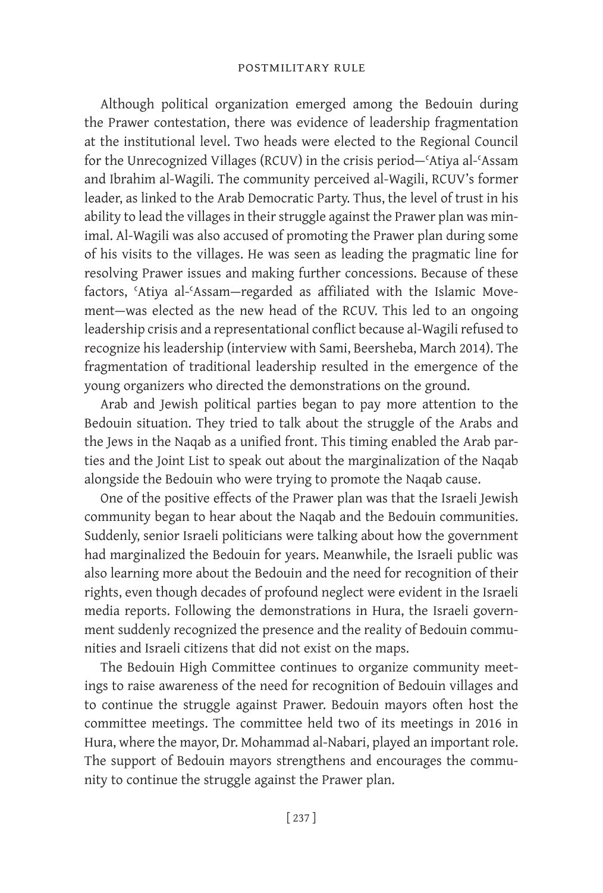Although political organization emerged among the Bedouin during the Prawer contestation, there was evidence of leadership fragmentation at the institutional level. Two heads were elected to the Regional Council for the Unrecognized Villages (RCUV) in the crisis period—ʿAtiya al-ʿAssam and Ibrahim al-Wagili. The community perceived al-Wagili, RCUV's former leader, as linked to the Arab Democratic Party. Thus, the level of trust in his ability to lead the villages in their struggle against the Prawer plan was minimal. Al-Wagili was also accused of promoting the Prawer plan during some of his visits to the villages. He was seen as leading the pragmatic line for resolving Prawer issues and making further concessions. Because of these factors, ʿAtiya al-ʿAssam—regarded as affiliated with the Islamic Movement—was elected as the new head of the RCUV. This led to an ongoing leadership crisis and a representational conflict because al-Wagili refused to recognize his leadership (interview with Sami, Beersheba, March 2014). The fragmentation of traditional leadership resulted in the emergence of the young organizers who directed the demonstrations on the ground.

Arab and Jewish political parties began to pay more attention to the Bedouin situation. They tried to talk about the struggle of the Arabs and the Jews in the Naqab as a unified front. This timing enabled the Arab parties and the Joint List to speak out about the marginalization of the Naqab alongside the Bedouin who were trying to promote the Naqab cause.

One of the positive effects of the Prawer plan was that the Israeli Jewish community began to hear about the Naqab and the Bedouin communities. Suddenly, senior Israeli politicians were talking about how the government had marginalized the Bedouin for years. Meanwhile, the Israeli public was also learning more about the Bedouin and the need for recognition of their rights, even though decades of profound neglect were evident in the Israeli media reports. Following the demonstrations in Hura, the Israeli government suddenly recognized the presence and the reality of Bedouin communities and Israeli citizens that did not exist on the maps.

The Bedouin High Committee continues to organize community meetings to raise awareness of the need for recognition of Bedouin villages and to continue the struggle against Prawer. Bedouin mayors often host the committee meetings. The committee held two of its meetings in 2016 in Hura, where the mayor, Dr. Mohammad al-Nabari, played an important role. The support of Bedouin mayors strengthens and encourages the community to continue the struggle against the Prawer plan.